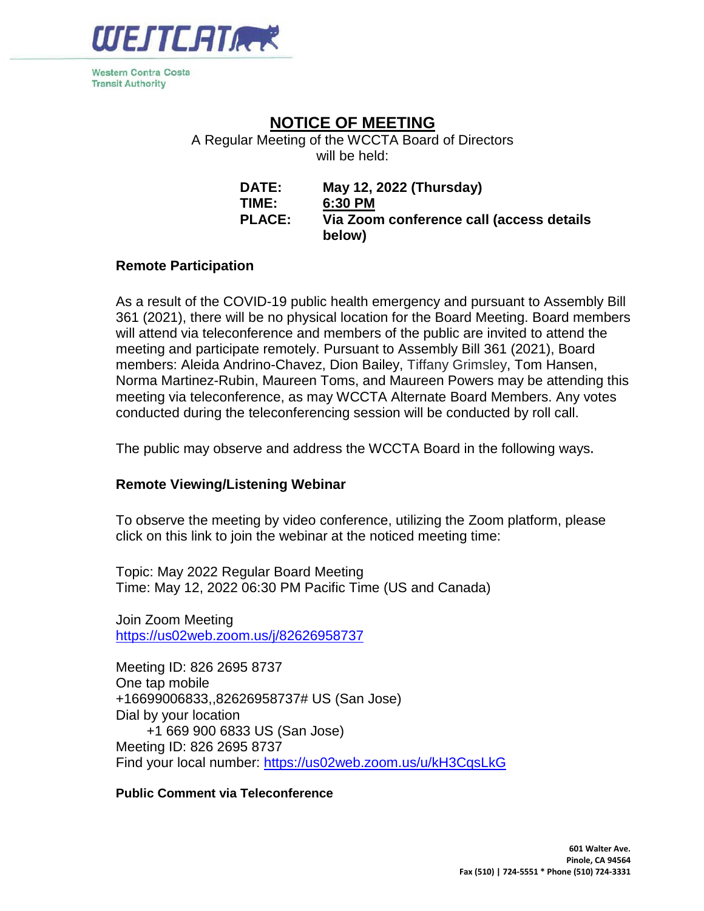WESTCAT

Western Contra Costa Transit Authority

# NOTICE OF MEETING

A Regular Meeting of the WCCTA Board of Directors will be held:

| | |
|---|---|
| **DATE:** | **May 12, 2022 (Thursday)** |
| **TIME:** | **6:30 PM** |
| **PLACE:** | **Via Zoom conference call (access details below)** |

### Remote Participation

As a result of the COVID-19 public health emergency and pursuant to Assembly Bill 361 (2021), there will be no physical location for the Board Meeting. Board members will attend via teleconference and members of the public are invited to attend the meeting and participate remotely. Pursuant to Assembly Bill 361 (2021), Board members: Aleida Andrino-Chavez, Dion Bailey, Tiffany Grimsley, Tom Hansen, Norma Martinez-Rubin, Maureen Toms, and Maureen Powers may be attending this meeting via teleconference, as may WCCTA Alternate Board Members. Any votes conducted during the teleconferencing session will be conducted by roll call.

The public may observe and address the WCCTA Board in the following ways.

### Remote Viewing/Listening Webinar

To observe the meeting by video conference, utilizing the Zoom platform, please click on this link to join the webinar at the noticed meeting time:

Topic: May 2022 Regular Board Meeting
Time: May 12, 2022 06:30 PM Pacific Time (US and Canada)

Join Zoom Meeting
https://us02web.zoom.us/j/82626958737

Meeting ID: 826 2695 8737
One tap mobile
+16699006833,,82626958737# US (San Jose)
Dial by your location
+1 669 900 6833 US (San Jose)
Meeting ID: 826 2695 8737
Find your local number: https://us02web.zoom.us/u/kH3CqsLkG

### Public Comment via Teleconference

601 Walter Ave.
Pinole, CA 94564
Fax (510) | 724-5551 * Phone (510) 724-3331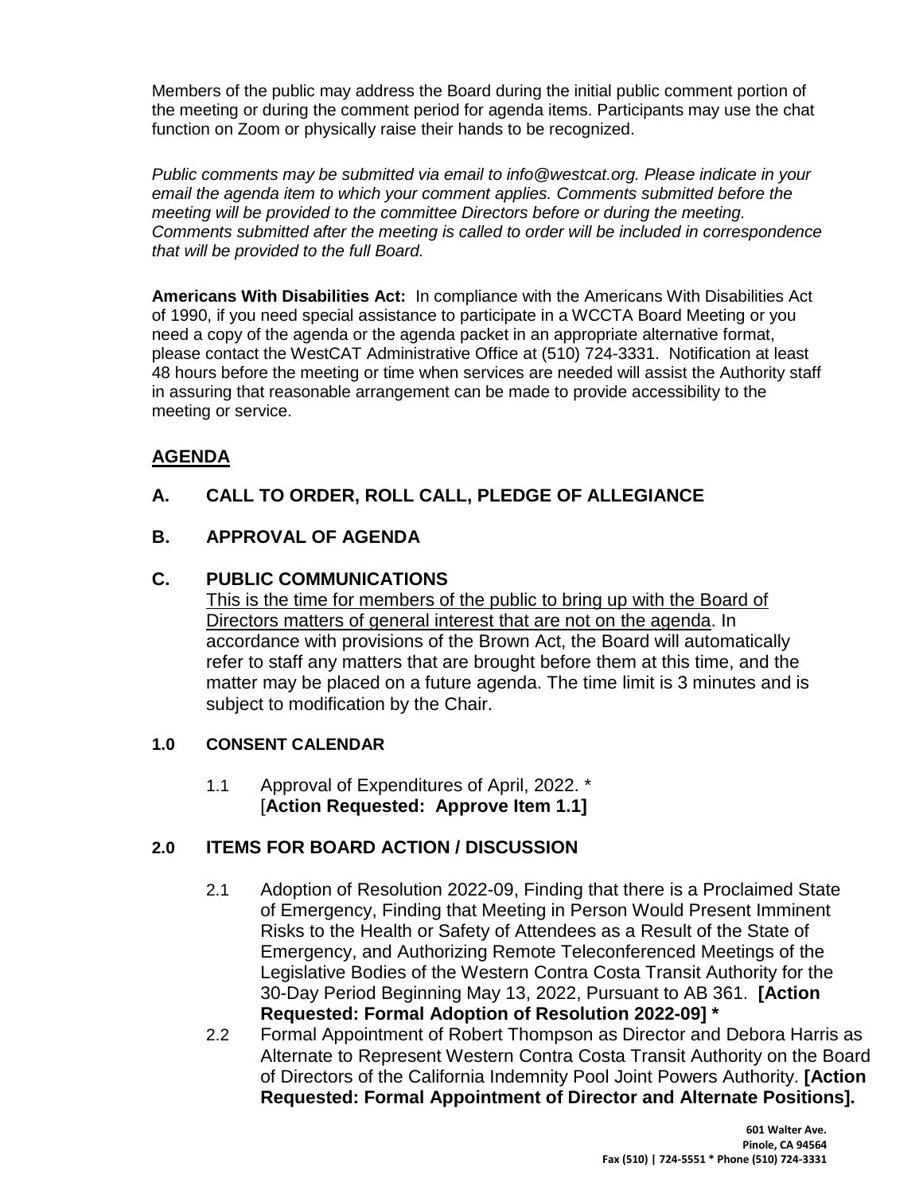Members of the public may address the Board during the initial public comment portion of the meeting or during the comment period for agenda items. Participants may use the chat function on Zoom or physically raise their hands to be recognized.

*Public comments may be submitted via email to info@westcat.org. Please indicate in your email the agenda item to which your comment applies. Comments submitted before the meeting will be provided to the committee Directors before or during the meeting. Comments submitted after the meeting is called to order will be included in correspondence that will be provided to the full Board.*

**Americans With Disabilities Act:** In compliance with the Americans With Disabilities Act of 1990, if you need special assistance to participate in a WCCTA Board Meeting or you need a copy of the agenda or the agenda packet in an appropriate alternative format, please contact the WestCAT Administrative Office at (510) 724-3331. Notification at least 48 hours before the meeting or time when services are needed will assist the Authority staff in assuring that reasonable arrangement can be made to provide accessibility to the meeting or service.

## AGENDA

### A. CALL TO ORDER, ROLL CALL, PLEDGE OF ALLEGIANCE

### B. APPROVAL OF AGENDA

### C. PUBLIC COMMUNICATIONS

This is the time for members of the public to bring up with the Board of Directors matters of general interest that are not on the agenda. In accordance with provisions of the Brown Act, the Board will automatically refer to staff any matters that are brought before them at this time, and the matter may be placed on a future agenda. The time limit is 3 minutes and is subject to modification by the Chair.

### 1.0 CONSENT CALENDAR

1.1 Approval of Expenditures of April, 2022. *
[**Action Requested: Approve Item 1.1]**

### 2.0 ITEMS FOR BOARD ACTION / DISCUSSION

2.1 Adoption of Resolution 2022-09, Finding that there is a Proclaimed State of Emergency, Finding that Meeting in Person Would Present Imminent Risks to the Health or Safety of Attendees as a Result of the State of Emergency, and Authorizing Remote Teleconferenced Meetings of the Legislative Bodies of the Western Contra Costa Transit Authority for the 30-Day Period Beginning May 13, 2022, Pursuant to AB 361. **[Action Requested: Formal Adoption of Resolution 2022-09] ***

2.2 Formal Appointment of Robert Thompson as Director and Debora Harris as Alternate to Represent Western Contra Costa Transit Authority on the Board of Directors of the California Indemnity Pool Joint Powers Authority. **[Action Requested: Formal Appointment of Director and Alternate Positions].**

601 Walter Ave.
Pinole, CA 94564
Fax (510) | 724-5551 * Phone (510) 724-3331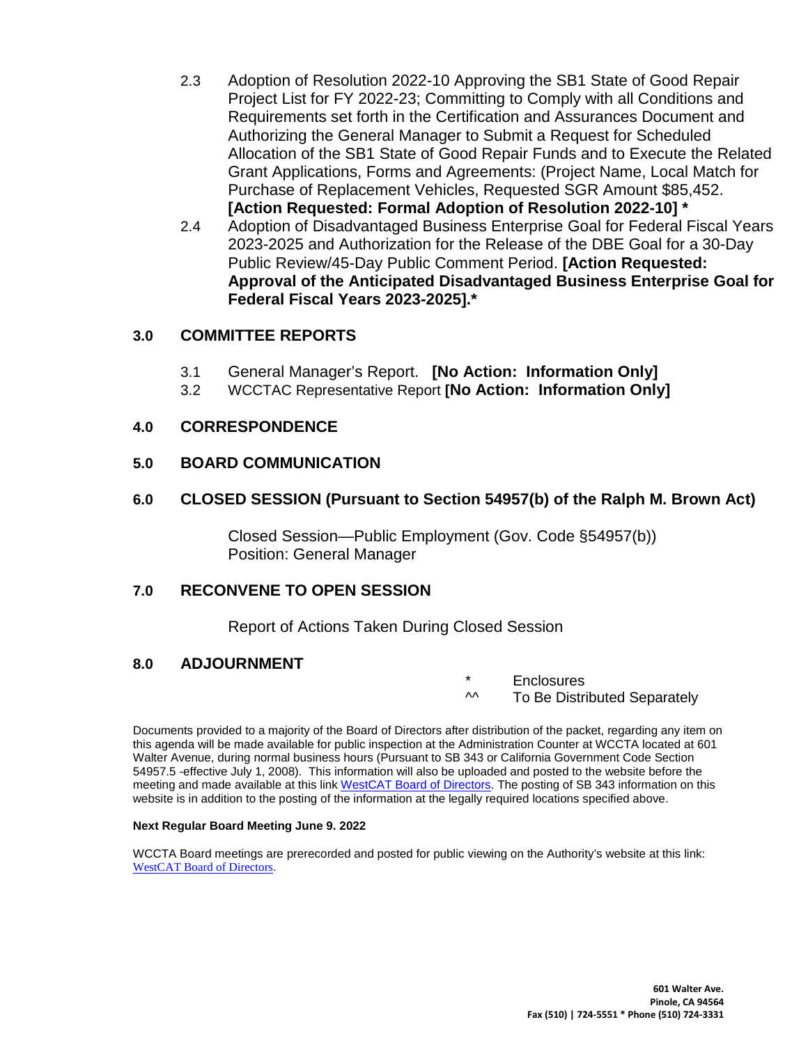2.3 Adoption of Resolution 2022-10 Approving the SB1 State of Good Repair Project List for FY 2022-23; Committing to Comply with all Conditions and Requirements set forth in the Certification and Assurances Document and Authorizing the General Manager to Submit a Request for Scheduled Allocation of the SB1 State of Good Repair Funds and to Execute the Related Grant Applications, Forms and Agreements: (Project Name, Local Match for Purchase of Replacement Vehicles, Requested SGR Amount $85,452. **[Action Requested: Formal Adoption of Resolution 2022-10] ***

2.4 Adoption of Disadvantaged Business Enterprise Goal for Federal Fiscal Years 2023-2025 and Authorization for the Release of the DBE Goal for a 30-Day Public Review/45-Day Public Comment Period. **[Action Requested: Approval of the Anticipated Disadvantaged Business Enterprise Goal for Federal Fiscal Years 2023-2025].***

## 3.0 COMMITTEE REPORTS

3.1 General Manager's Report. **[No Action: Information Only]**

3.2 WCCTAC Representative Report **[No Action: Information Only]**

## 4.0 CORRESPONDENCE

## 5.0 BOARD COMMUNICATION

## 6.0 CLOSED SESSION (Pursuant to Section 54957(b) of the Ralph M. Brown Act)

Closed Session—Public Employment (Gov. Code §54957(b))
Position: General Manager

## 7.0 RECONVENE TO OPEN SESSION

Report of Actions Taken During Closed Session

## 8.0 ADJOURNMENT

\* Enclosures
^^ To Be Distributed Separately

Documents provided to a majority of the Board of Directors after distribution of the packet, regarding any item on this agenda will be made available for public inspection at the Administration Counter at WCCTA located at 601 Walter Avenue, during normal business hours (Pursuant to SB 343 or California Government Code Section 54957.5 -effective July 1, 2008). This information will also be uploaded and posted to the website before the meeting and made available at this link WestCAT Board of Directors. The posting of SB 343 information on this website is in addition to the posting of the information at the legally required locations specified above.

**Next Regular Board Meeting June 9. 2022**

WCCTA Board meetings are prerecorded and posted for public viewing on the Authority's website at this link: WestCAT Board of Directors.

**601 Walter Ave.**
**Pinole, CA 94564**
**Fax (510) | 724-5551 * Phone (510) 724-3331**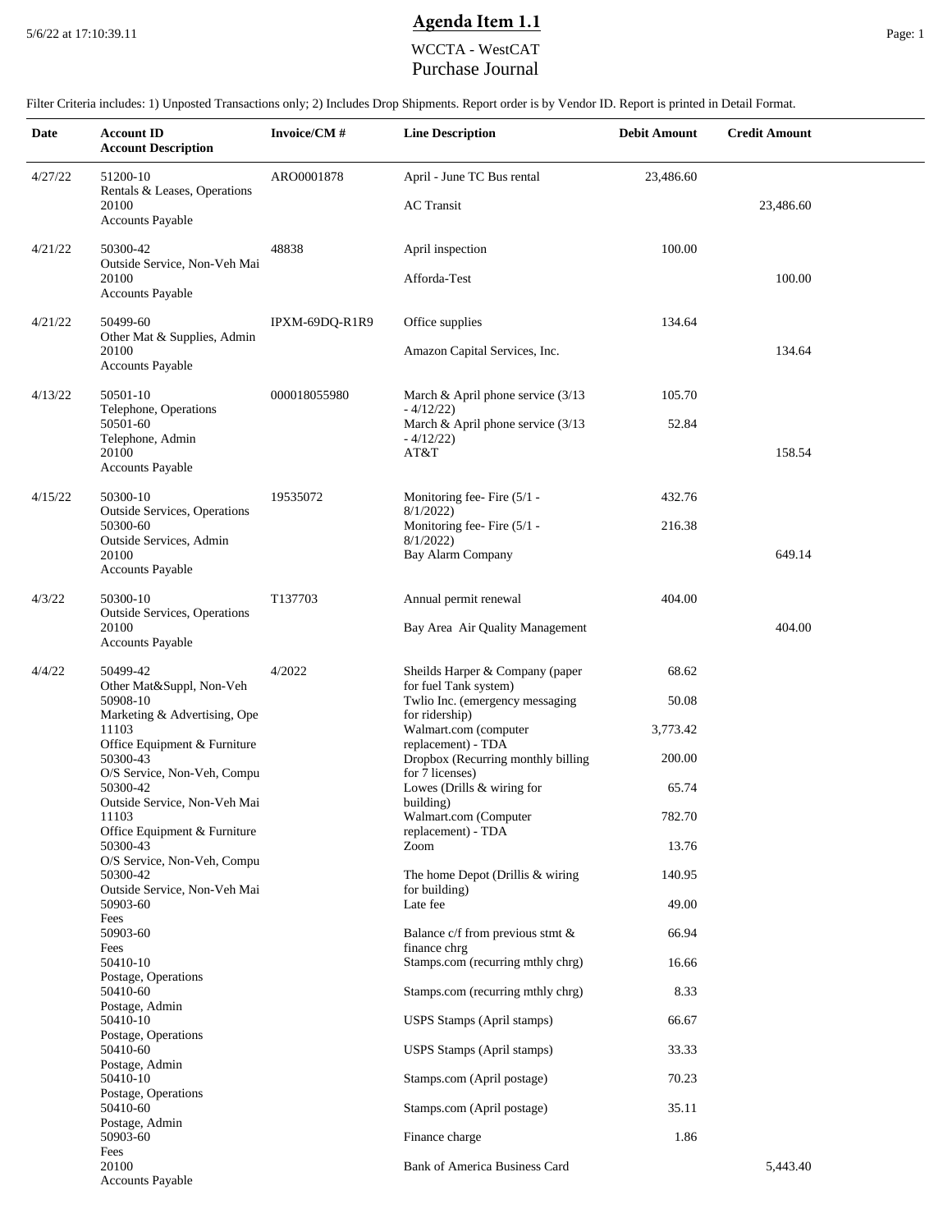# Agenda Item 1.1

WCCTA - WestCAT
Purchase Journal

Filter Criteria includes: 1) Unposted Transactions only; 2) Includes Drop Shipments. Report order is by Vendor ID. Report is printed in Detail Format.

| Date | Account ID<br>Account Description | Invoice/CM # | Line Description | Debit Amount | Credit Amount |
|---|---|---|---|---|---|
| 4/27/22 | 51200-10<br>Rentals & Leases, Operations | ARO0001878 | April - June TC Bus rental | 23,486.60 | |
| | 20100<br>Accounts Payable | | AC Transit | | 23,486.60 |
| 4/21/22 | 50300-42<br>Outside Service, Non-Veh Mai | 48838 | April inspection | 100.00 | |
| | 20100<br>Accounts Payable | | Afforda-Test | | 100.00 |
| 4/21/22 | 50499-60<br>Other Mat & Supplies, Admin | IPXM-69DQ-R1R9 | Office supplies | 134.64 | |
| | 20100<br>Accounts Payable | | Amazon Capital Services, Inc. | | 134.64 |
| 4/13/22 | 50501-10<br>Telephone, Operations | 000018055980 | March & April phone service (3/13 - 4/12/22) | 105.70 | |
| | 50501-60<br>Telephone, Admin | | March & April phone service (3/13 - 4/12/22) | 52.84 | |
| | 20100<br>Accounts Payable | | AT&T | | 158.54 |
| 4/15/22 | 50300-10<br>Outside Services, Operations | 19535072 | Monitoring fee- Fire (5/1 - 8/1/2022) | 432.76 | |
| | 50300-60<br>Outside Services, Admin | | Monitoring fee- Fire (5/1 - 8/1/2022) | 216.38 | |
| | 20100<br>Accounts Payable | | Bay Alarm Company | | 649.14 |
| 4/3/22 | 50300-10<br>Outside Services, Operations | T137703 | Annual permit renewal | 404.00 | |
| | 20100<br>Accounts Payable | | Bay Area Air Quality Management | | 404.00 |
| 4/4/22 | 50499-42<br>Other Mat&Suppl, Non-Veh | 4/2022 | Sheilds Harper & Company (paper for fuel Tank system) | 68.62 | |
| | 50908-10<br>Marketing & Advertising, Ope | | Twlio Inc. (emergency messaging for ridership) | 50.08 | |
| | 11103<br>Office Equipment & Furniture | | Walmart.com (computer replacement) - TDA | 3,773.42 | |
| | 50300-43<br>O/S Service, Non-Veh, Compu | | Dropbox (Recurring monthly billing for 7 licenses) | 200.00 | |
| | 50300-42<br>Outside Service, Non-Veh Mai | | Lowes (Drills & wiring for building) | 65.74 | |
| | 11103<br>Office Equipment & Furniture | | Walmart.com (Computer replacement) - TDA | 782.70 | |
| | 50300-43<br>O/S Service, Non-Veh, Compu | | Zoom | 13.76 | |
| | 50300-42<br>Outside Service, Non-Veh Mai | | The home Depot (Drillis & wiring for building) | 140.95 | |
| | 50903-60<br>Fees | | Late fee | 49.00 | |
| | 50903-60<br>Fees | | Balance c/f from previous stmt & finance chrg | 66.94 | |
| | 50410-10<br>Postage, Operations | | Stamps.com (recurring mthly chrg) | 16.66 | |
| | 50410-60<br>Postage, Admin | | Stamps.com (recurring mthly chrg) | 8.33 | |
| | 50410-10<br>Postage, Operations | | USPS Stamps (April stamps) | 66.67 | |
| | 50410-60<br>Postage, Admin | | USPS Stamps (April stamps) | 33.33 | |
| | 50410-10<br>Postage, Operations | | Stamps.com (April postage) | 70.23 | |
| | 50410-60<br>Postage, Admin | | Stamps.com (April postage) | 35.11 | |
| | 50903-60<br>Fees | | Finance charge | 1.86 | |
| | 20100<br>Accounts Payable | | Bank of America Business Card | | 5,443.40 |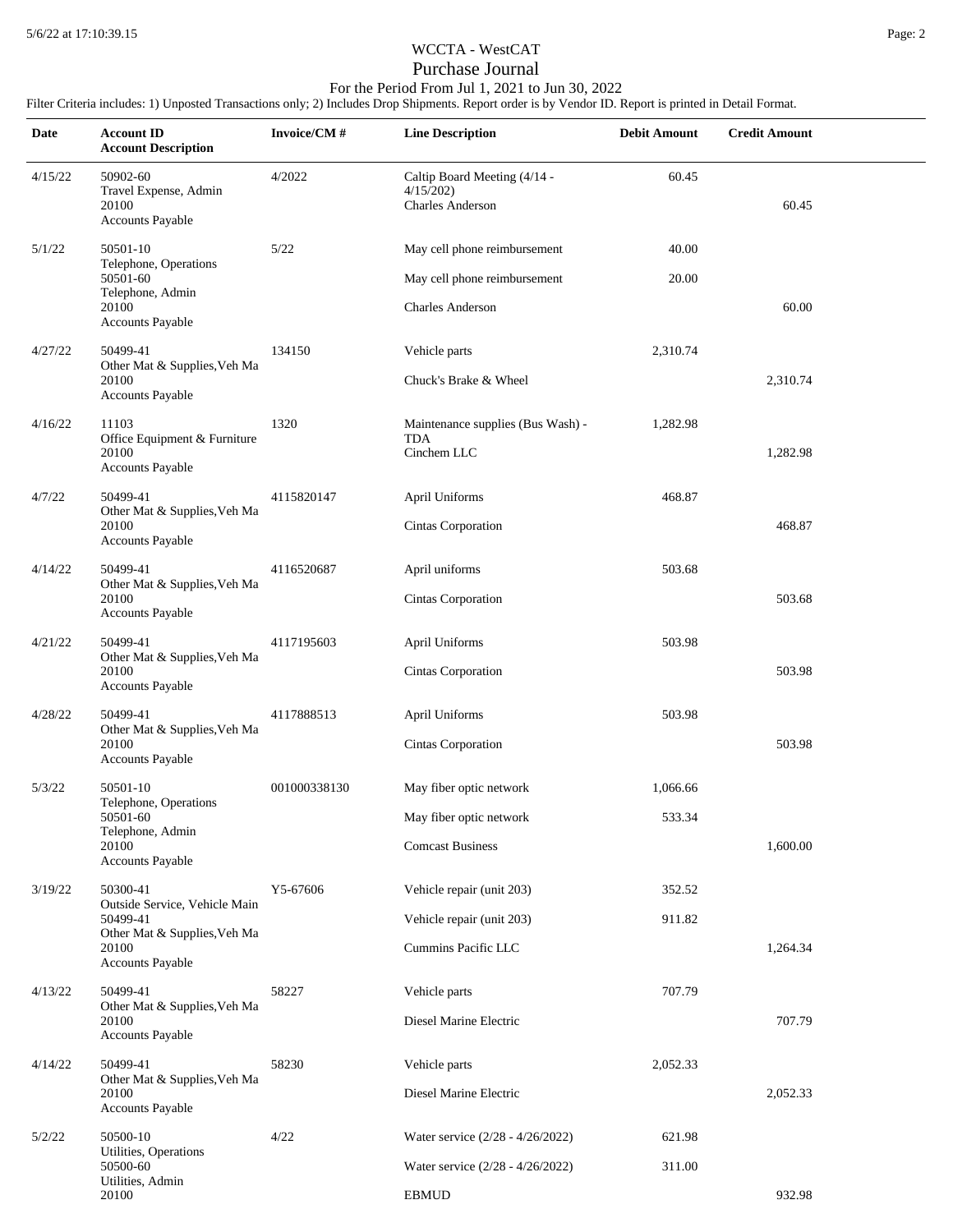# WCCTA - WestCAT

## Purchase Journal

For the Period From Jul 1, 2021 to Jun 30, 2022

Filter Criteria includes: 1) Unposted Transactions only; 2) Includes Drop Shipments. Report order is by Vendor ID. Report is printed in Detail Format.

| Date | Account ID Account Description | Invoice/CM # | Line Description | Debit Amount | Credit Amount |
|---|---|---|---|---|---|
| 4/15/22 | 50902-60 Travel Expense, Admin | 4/2022 | Caltip Board Meeting (4/14 - 4/15/202) | 60.45 | |
| | 20100 Accounts Payable | | Charles Anderson | | 60.45 |
| 5/1/22 | 50501-10 Telephone, Operations | 5/22 | May cell phone reimbursement | 40.00 | |
| | 50501-60 Telephone, Admin | | May cell phone reimbursement | 20.00 | |
| | 20100 Accounts Payable | | Charles Anderson | | 60.00 |
| 4/27/22 | 50499-41 Other Mat & Supplies,Veh Ma | 134150 | Vehicle parts | 2,310.74 | |
| | 20100 Accounts Payable | | Chuck's Brake & Wheel | | 2,310.74 |
| 4/16/22 | 11103 Office Equipment & Furniture | 1320 | Maintenance supplies (Bus Wash) - TDA | 1,282.98 | |
| | 20100 Accounts Payable | | Cinchem LLC | | 1,282.98 |
| 4/7/22 | 50499-41 Other Mat & Supplies,Veh Ma | 4115820147 | April Uniforms | 468.87 | |
| | 20100 Accounts Payable | | Cintas Corporation | | 468.87 |
| 4/14/22 | 50499-41 Other Mat & Supplies,Veh Ma | 4116520687 | April uniforms | 503.68 | |
| | 20100 Accounts Payable | | Cintas Corporation | | 503.68 |
| 4/21/22 | 50499-41 Other Mat & Supplies,Veh Ma | 4117195603 | April Uniforms | 503.98 | |
| | 20100 Accounts Payable | | Cintas Corporation | | 503.98 |
| 4/28/22 | 50499-41 Other Mat & Supplies,Veh Ma | 4117888513 | April Uniforms | 503.98 | |
| | 20100 Accounts Payable | | Cintas Corporation | | 503.98 |
| 5/3/22 | 50501-10 Telephone, Operations | 001000338130 | May fiber optic network | 1,066.66 | |
| | 50501-60 Telephone, Admin | | May fiber optic network | 533.34 | |
| | 20100 Accounts Payable | | Comcast Business | | 1,600.00 |
| 3/19/22 | 50300-41 Outside Service, Vehicle Main | Y5-67606 | Vehicle repair (unit 203) | 352.52 | |
| | 50499-41 Other Mat & Supplies,Veh Ma | | Vehicle repair (unit 203) | 911.82 | |
| | 20100 Accounts Payable | | Cummins Pacific LLC | | 1,264.34 |
| 4/13/22 | 50499-41 Other Mat & Supplies,Veh Ma | 58227 | Vehicle parts | 707.79 | |
| | 20100 Accounts Payable | | Diesel Marine Electric | | 707.79 |
| 4/14/22 | 50499-41 Other Mat & Supplies,Veh Ma | 58230 | Vehicle parts | 2,052.33 | |
| | 20100 Accounts Payable | | Diesel Marine Electric | | 2,052.33 |
| 5/2/22 | 50500-10 Utilities, Operations | 4/22 | Water service (2/28 - 4/26/2022) | 621.98 | |
| | 50500-60 Utilities, Admin | | Water service (2/28 - 4/26/2022) | 311.00 | |
| | 20100 | | EBMUD | | 932.98 |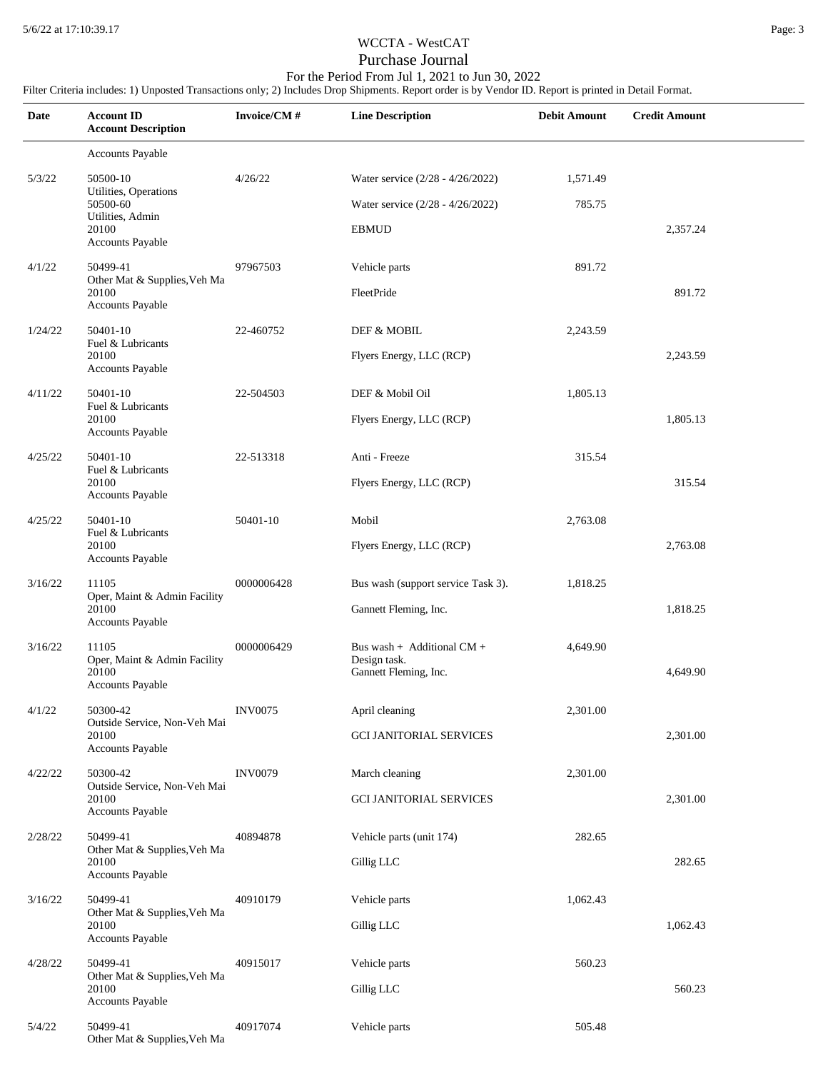# WCCTA - WestCAT

## Purchase Journal

For the Period From Jul 1, 2021 to Jun 30, 2022

Filter Criteria includes: 1) Unposted Transactions only; 2) Includes Drop Shipments. Report order is by Vendor ID. Report is printed in Detail Format.

| Date | Account ID<br>Account Description | Invoice/CM # | Line Description | Debit Amount | Credit Amount |
|---|---|---|---|---|---|
| | Accounts Payable | | | | |
| 5/3/22 | 50500-10<br>Utilities, Operations | 4/26/22 | Water service (2/28 - 4/26/2022) | 1,571.49 | |
| | 50500-60<br>Utilities, Admin | | Water service (2/28 - 4/26/2022) | 785.75 | |
| | 20100<br>Accounts Payable | | EBMUD | | 2,357.24 |
| 4/1/22 | 50499-41<br>Other Mat & Supplies,Veh Ma | 97967503 | Vehicle parts | 891.72 | |
| | 20100<br>Accounts Payable | | FleetPride | | 891.72 |
| 1/24/22 | 50401-10<br>Fuel & Lubricants | 22-460752 | DEF & MOBIL | 2,243.59 | |
| | 20100<br>Accounts Payable | | Flyers Energy, LLC (RCP) | | 2,243.59 |
| 4/11/22 | 50401-10<br>Fuel & Lubricants | 22-504503 | DEF & Mobil Oil | 1,805.13 | |
| | 20100<br>Accounts Payable | | Flyers Energy, LLC (RCP) | | 1,805.13 |
| 4/25/22 | 50401-10<br>Fuel & Lubricants | 22-513318 | Anti - Freeze | 315.54 | |
| | 20100<br>Accounts Payable | | Flyers Energy, LLC (RCP) | | 315.54 |
| 4/25/22 | 50401-10<br>Fuel & Lubricants | 50401-10 | Mobil | 2,763.08 | |
| | 20100<br>Accounts Payable | | Flyers Energy, LLC (RCP) | | 2,763.08 |
| 3/16/22 | 11105<br>Oper, Maint & Admin Facility | 0000006428 | Bus wash (support service Task 3). | 1,818.25 | |
| | 20100<br>Accounts Payable | | Gannett Fleming, Inc. | | 1,818.25 |
| 3/16/22 | 11105<br>Oper, Maint & Admin Facility | 0000006429 | Bus wash + Additional CM + Design task. | 4,649.90 | |
| | 20100<br>Accounts Payable | | Gannett Fleming, Inc. | | 4,649.90 |
| 4/1/22 | 50300-42<br>Outside Service, Non-Veh Mai | INV0075 | April cleaning | 2,301.00 | |
| | 20100<br>Accounts Payable | | GCI JANITORIAL SERVICES | | 2,301.00 |
| 4/22/22 | 50300-42<br>Outside Service, Non-Veh Mai | INV0079 | March cleaning | 2,301.00 | |
| | 20100<br>Accounts Payable | | GCI JANITORIAL SERVICES | | 2,301.00 |
| 2/28/22 | 50499-41<br>Other Mat & Supplies,Veh Ma | 40894878 | Vehicle parts (unit 174) | 282.65 | |
| | 20100<br>Accounts Payable | | Gillig LLC | | 282.65 |
| 3/16/22 | 50499-41<br>Other Mat & Supplies,Veh Ma | 40910179 | Vehicle parts | 1,062.43 | |
| | 20100<br>Accounts Payable | | Gillig LLC | | 1,062.43 |
| 4/28/22 | 50499-41<br>Other Mat & Supplies,Veh Ma | 40915017 | Vehicle parts | 560.23 | |
| | 20100<br>Accounts Payable | | Gillig LLC | | 560.23 |
| 5/4/22 | 50499-41<br>Other Mat & Supplies,Veh Ma | 40917074 | Vehicle parts | 505.48 | |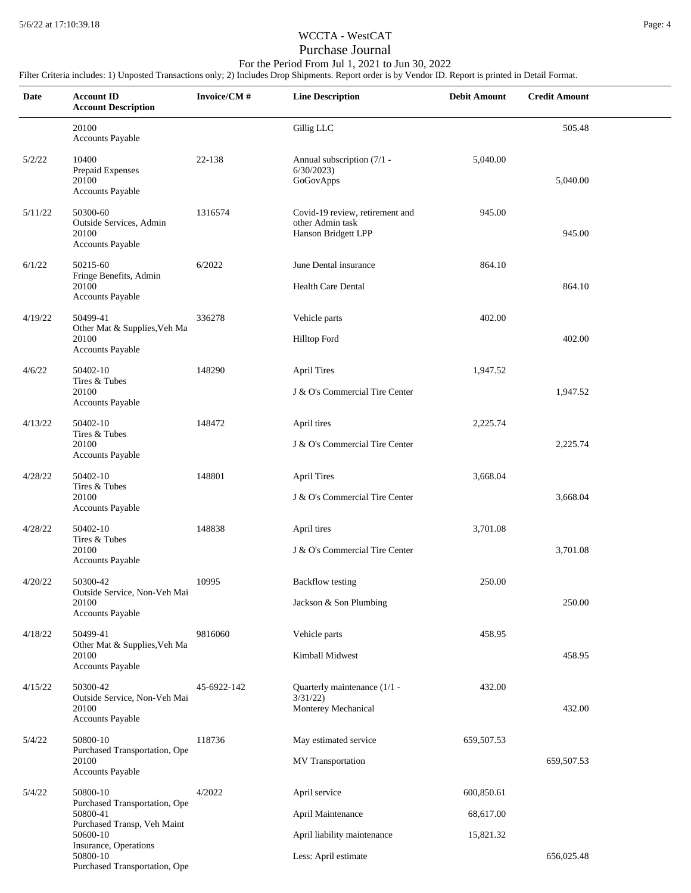# WCCTA - WestCAT
## Purchase Journal
For the Period From Jul 1, 2021 to Jun 30, 2022

Filter Criteria includes: 1) Unposted Transactions only; 2) Includes Drop Shipments. Report order is by Vendor ID. Report is printed in Detail Format.

| Date | Account ID<br>Account Description | Invoice/CM # | Line Description | Debit Amount | Credit Amount |
|---|---|---|---|---|---|
| | 20100<br>Accounts Payable | | Gillig LLC | | 505.48 |
| 5/2/22 | 10400<br>Prepaid Expenses | 22-138 | Annual subscription (7/1 - 6/30/2023) | 5,040.00 | |
| | 20100<br>Accounts Payable | | GoGovApps | | 5,040.00 |
| 5/11/22 | 50300-60<br>Outside Services, Admin | 1316574 | Covid-19 review, retirement and other Admin task | 945.00 | |
| | 20100<br>Accounts Payable | | Hanson Bridgett LPP | | 945.00 |
| 6/1/22 | 50215-60<br>Fringe Benefits, Admin | 6/2022 | June Dental insurance | 864.10 | |
| | 20100<br>Accounts Payable | | Health Care Dental | | 864.10 |
| 4/19/22 | 50499-41<br>Other Mat & Supplies,Veh Ma | 336278 | Vehicle parts | 402.00 | |
| | 20100<br>Accounts Payable | | Hilltop Ford | | 402.00 |
| 4/6/22 | 50402-10<br>Tires & Tubes | 148290 | April Tires | 1,947.52 | |
| | 20100<br>Accounts Payable | | J & O's Commercial Tire Center | | 1,947.52 |
| 4/13/22 | 50402-10<br>Tires & Tubes | 148472 | April tires | 2,225.74 | |
| | 20100<br>Accounts Payable | | J & O's Commercial Tire Center | | 2,225.74 |
| 4/28/22 | 50402-10<br>Tires & Tubes | 148801 | April Tires | 3,668.04 | |
| | 20100<br>Accounts Payable | | J & O's Commercial Tire Center | | 3,668.04 |
| 4/28/22 | 50402-10<br>Tires & Tubes | 148838 | April tires | 3,701.08 | |
| | 20100<br>Accounts Payable | | J & O's Commercial Tire Center | | 3,701.08 |
| 4/20/22 | 50300-42<br>Outside Service, Non-Veh Mai | 10995 | Backflow testing | 250.00 | |
| | 20100<br>Accounts Payable | | Jackson & Son Plumbing | | 250.00 |
| 4/18/22 | 50499-41<br>Other Mat & Supplies,Veh Ma | 9816060 | Vehicle parts | 458.95 | |
| | 20100<br>Accounts Payable | | Kimball Midwest | | 458.95 |
| 4/15/22 | 50300-42<br>Outside Service, Non-Veh Mai | 45-6922-142 | Quarterly maintenance (1/1 - 3/31/22) | 432.00 | |
| | 20100<br>Accounts Payable | | Monterey Mechanical | | 432.00 |
| 5/4/22 | 50800-10<br>Purchased Transportation, Ope | 118736 | May estimated service | 659,507.53 | |
| | 20100<br>Accounts Payable | | MV Transportation | | 659,507.53 |
| 5/4/22 | 50800-10<br>Purchased Transportation, Ope | 4/2022 | April service | 600,850.61 | |
| | 50800-41<br>Purchased Transp, Veh Maint | | April Maintenance | 68,617.00 | |
| | 50600-10<br>Insurance, Operations | | April liability maintenance | 15,821.32 | |
| | 50800-10<br>Purchased Transportation, Ope | | Less: April estimate | | 656,025.48 |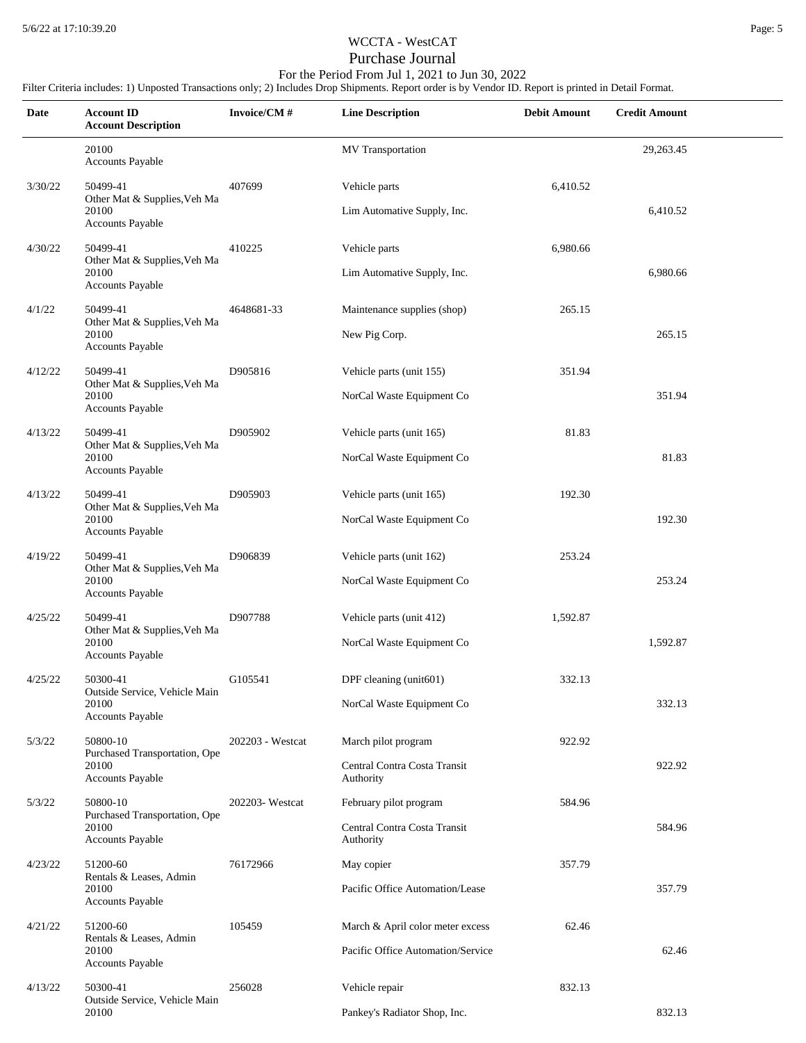WCCTA - WestCAT
Purchase Journal
For the Period From Jul 1, 2021 to Jun 30, 2022
Filter Criteria includes: 1) Unposted Transactions only; 2) Includes Drop Shipments. Report order is by Vendor ID. Report is printed in Detail Format.

| Date | Account ID<br>Account Description | Invoice/CM # | Line Description | Debit Amount | Credit Amount |
|---|---|---|---|---|---|
| | 20100<br>Accounts Payable | | MV Transportation | | 29,263.45 |
| 3/30/22 | 50499-41<br>Other Mat & Supplies,Veh Ma | 407699 | Vehicle parts | 6,410.52 | |
| | 20100<br>Accounts Payable | | Lim Automative Supply, Inc. | | 6,410.52 |
| 4/30/22 | 50499-41<br>Other Mat & Supplies,Veh Ma | 410225 | Vehicle parts | 6,980.66 | |
| | 20100<br>Accounts Payable | | Lim Automative Supply, Inc. | | 6,980.66 |
| 4/1/22 | 50499-41<br>Other Mat & Supplies,Veh Ma | 4648681-33 | Maintenance supplies (shop) | 265.15 | |
| | 20100<br>Accounts Payable | | New Pig Corp. | | 265.15 |
| 4/12/22 | 50499-41<br>Other Mat & Supplies,Veh Ma | D905816 | Vehicle parts (unit 155) | 351.94 | |
| | 20100<br>Accounts Payable | | NorCal Waste Equipment Co | | 351.94 |
| 4/13/22 | 50499-41<br>Other Mat & Supplies,Veh Ma | D905902 | Vehicle parts (unit 165) | 81.83 | |
| | 20100<br>Accounts Payable | | NorCal Waste Equipment Co | | 81.83 |
| 4/13/22 | 50499-41<br>Other Mat & Supplies,Veh Ma | D905903 | Vehicle parts (unit 165) | 192.30 | |
| | 20100<br>Accounts Payable | | NorCal Waste Equipment Co | | 192.30 |
| 4/19/22 | 50499-41<br>Other Mat & Supplies,Veh Ma | D906839 | Vehicle parts (unit 162) | 253.24 | |
| | 20100<br>Accounts Payable | | NorCal Waste Equipment Co | | 253.24 |
| 4/25/22 | 50499-41<br>Other Mat & Supplies,Veh Ma | D907788 | Vehicle parts (unit 412) | 1,592.87 | |
| | 20100<br>Accounts Payable | | NorCal Waste Equipment Co | | 1,592.87 |
| 4/25/22 | 50300-41<br>Outside Service, Vehicle Main | G105541 | DPF cleaning (unit601) | 332.13 | |
| | 20100<br>Accounts Payable | | NorCal Waste Equipment Co | | 332.13 |
| 5/3/22 | 50800-10<br>Purchased Transportation, Ope | 202203 - Westcat | March pilot program | 922.92 | |
| | 20100<br>Accounts Payable | | Central Contra Costa Transit Authority | | 922.92 |
| 5/3/22 | 50800-10<br>Purchased Transportation, Ope | 202203- Westcat | February pilot program | 584.96 | |
| | 20100<br>Accounts Payable | | Central Contra Costa Transit Authority | | 584.96 |
| 4/23/22 | 51200-60<br>Rentals & Leases, Admin | 76172966 | May copier | 357.79 | |
| | 20100<br>Accounts Payable | | Pacific Office Automation/Lease | | 357.79 |
| 4/21/22 | 51200-60<br>Rentals & Leases, Admin | 105459 | March & April color meter excess | 62.46 | |
| | 20100<br>Accounts Payable | | Pacific Office Automation/Service | | 62.46 |
| 4/13/22 | 50300-41<br>Outside Service, Vehicle Main | 256028 | Vehicle repair | 832.13 | |
| | 20100 | | Pankey's Radiator Shop, Inc. | | 832.13 |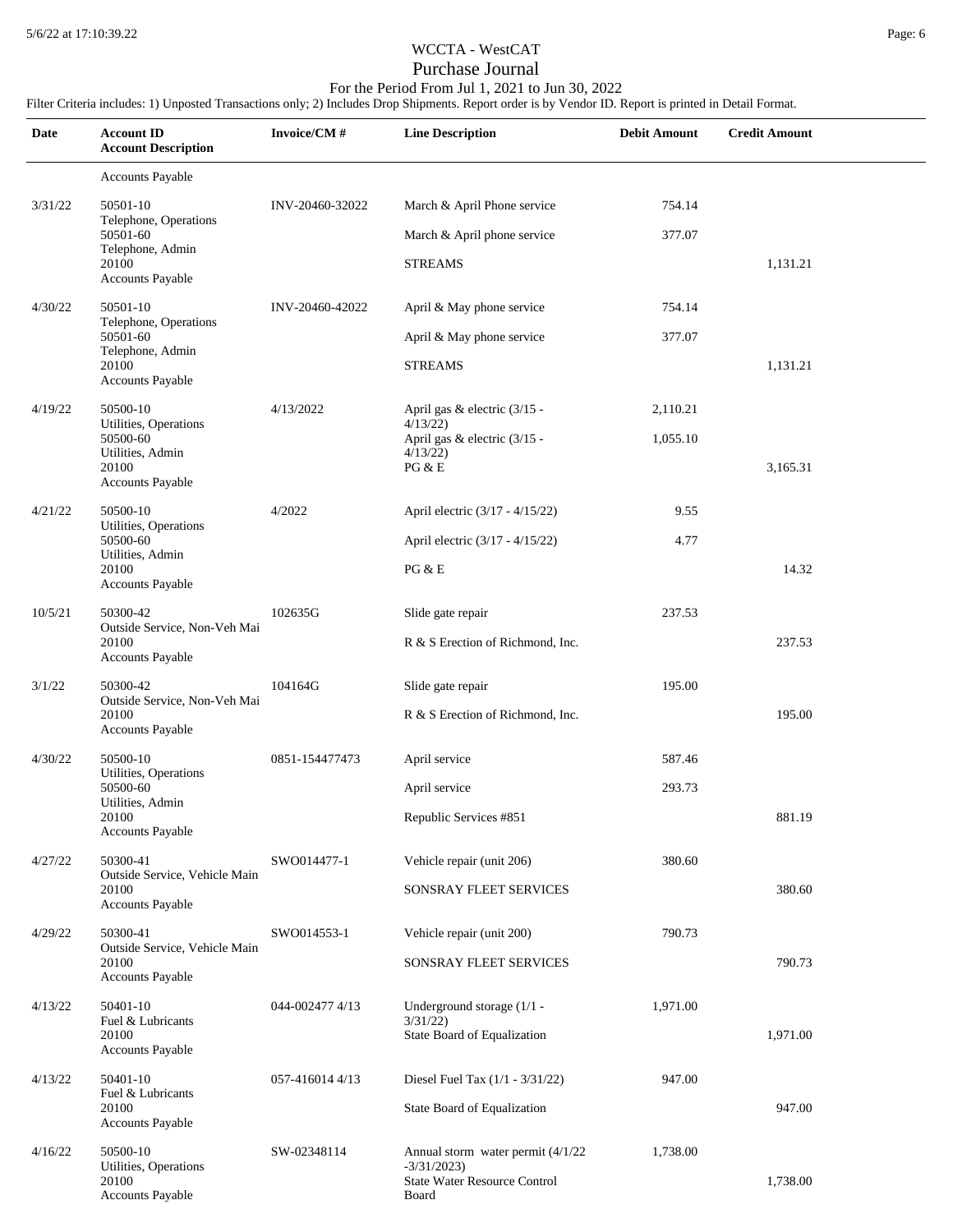# WCCTA - WestCAT

## Purchase Journal

For the Period From Jul 1, 2021 to Jun 30, 2022

Filter Criteria includes: 1) Unposted Transactions only; 2) Includes Drop Shipments. Report order is by Vendor ID. Report is printed in Detail Format.

| Date | Account ID<br>Account Description | Invoice/CM # | Line Description | Debit Amount | Credit Amount |
|---|---|---|---|---|---|
| | Accounts Payable | | | | |
| 3/31/22 | 50501-10<br>Telephone, Operations | INV-20460-32022 | March & April Phone service | 754.14 | |
| | 50501-60<br>Telephone, Admin | | March & April phone service | 377.07 | |
| | 20100<br>Accounts Payable | | STREAMS | | 1,131.21 |
| 4/30/22 | 50501-10<br>Telephone, Operations | INV-20460-42022 | April & May phone service | 754.14 | |
| | 50501-60<br>Telephone, Admin | | April & May phone service | 377.07 | |
| | 20100<br>Accounts Payable | | STREAMS | | 1,131.21 |
| 4/19/22 | 50500-10<br>Utilities, Operations | 4/13/2022 | April gas & electric (3/15 - 4/13/22) | 2,110.21 | |
| | 50500-60<br>Utilities, Admin | | April gas & electric (3/15 - 4/13/22) | 1,055.10 | |
| | 20100<br>Accounts Payable | | PG & E | | 3,165.31 |
| 4/21/22 | 50500-10<br>Utilities, Operations | 4/2022 | April electric (3/17 - 4/15/22) | 9.55 | |
| | 50500-60<br>Utilities, Admin | | April electric (3/17 - 4/15/22) | 4.77 | |
| | 20100<br>Accounts Payable | | PG & E | | 14.32 |
| 10/5/21 | 50300-42<br>Outside Service, Non-Veh Mai | 102635G | Slide gate repair | 237.53 | |
| | 20100<br>Accounts Payable | | R & S Erection of Richmond, Inc. | | 237.53 |
| 3/1/22 | 50300-42<br>Outside Service, Non-Veh Mai | 104164G | Slide gate repair | 195.00 | |
| | 20100<br>Accounts Payable | | R & S Erection of Richmond, Inc. | | 195.00 |
| 4/30/22 | 50500-10<br>Utilities, Operations | 0851-154477473 | April service | 587.46 | |
| | 50500-60<br>Utilities, Admin | | April service | 293.73 | |
| | 20100<br>Accounts Payable | | Republic Services #851 | | 881.19 |
| 4/27/22 | 50300-41<br>Outside Service, Vehicle Main | SWO014477-1 | Vehicle repair (unit 206) | 380.60 | |
| | 20100<br>Accounts Payable | | SONSRAY FLEET SERVICES | | 380.60 |
| 4/29/22 | 50300-41<br>Outside Service, Vehicle Main | SWO014553-1 | Vehicle repair (unit 200) | 790.73 | |
| | 20100<br>Accounts Payable | | SONSRAY FLEET SERVICES | | 790.73 |
| 4/13/22 | 50401-10<br>Fuel & Lubricants | 044-002477 4/13 | Underground storage (1/1 - 3/31/22) | 1,971.00 | |
| | 20100<br>Accounts Payable | | State Board of Equalization | | 1,971.00 |
| 4/13/22 | 50401-10<br>Fuel & Lubricants | 057-416014 4/13 | Diesel Fuel Tax (1/1 - 3/31/22) | 947.00 | |
| | 20100<br>Accounts Payable | | State Board of Equalization | | 947.00 |
| 4/16/22 | 50500-10<br>Utilities, Operations | SW-02348114 | Annual storm water permit (4/1/22 -3/31/2023) | 1,738.00 | |
| | 20100<br>Accounts Payable | | State Water Resource Control Board | | 1,738.00 |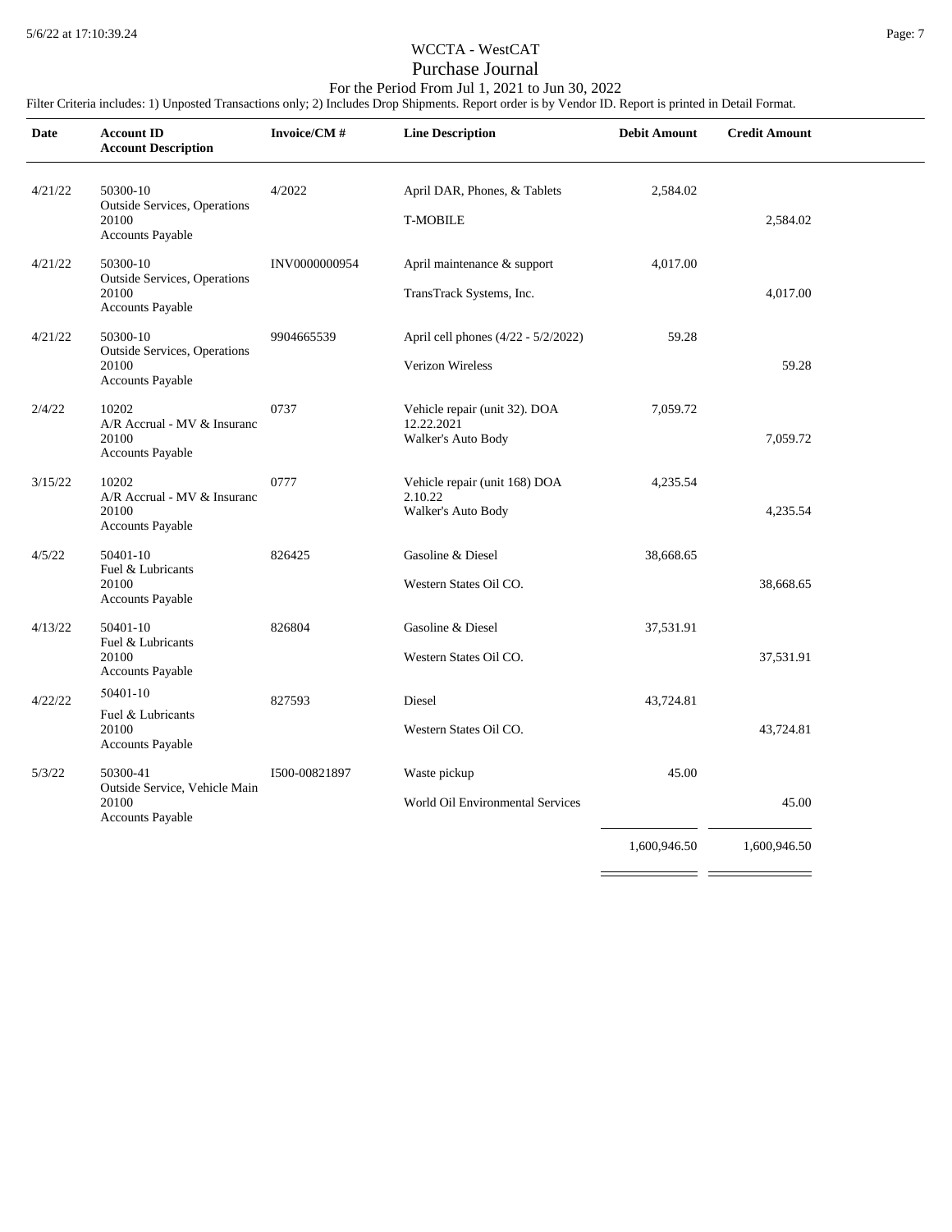WCCTA - WestCAT
Purchase Journal
For the Period From Jul 1, 2021 to Jun 30, 2022
Filter Criteria includes: 1) Unposted Transactions only; 2) Includes Drop Shipments. Report order is by Vendor ID. Report is printed in Detail Format.

| Date | Account ID<br>Account Description | Invoice/CM # | Line Description | Debit Amount | Credit Amount |
|---|---|---|---|---|---|
| 4/21/22 | 50300-10<br>Outside Services, Operations | 4/2022 | April DAR, Phones, & Tablets | 2,584.02 | |
| | 20100<br>Accounts Payable | | T-MOBILE | | 2,584.02 |
| 4/21/22 | 50300-10<br>Outside Services, Operations | INV0000000954 | April maintenance & support | 4,017.00 | |
| | 20100<br>Accounts Payable | | TransTrack Systems, Inc. | | 4,017.00 |
| 4/21/22 | 50300-10<br>Outside Services, Operations | 9904665539 | April cell phones (4/22 - 5/2/2022) | 59.28 | |
| | 20100<br>Accounts Payable | | Verizon Wireless | | 59.28 |
| 2/4/22 | 10202<br>A/R Accrual - MV & Insuranc | 0737 | Vehicle repair (unit 32). DOA 12.22.2021 | 7,059.72 | |
| | 20100<br>Accounts Payable | | Walker's Auto Body | | 7,059.72 |
| 3/15/22 | 10202<br>A/R Accrual - MV & Insuranc | 0777 | Vehicle repair (unit 168) DOA 2.10.22 | 4,235.54 | |
| | 20100<br>Accounts Payable | | Walker's Auto Body | | 4,235.54 |
| 4/5/22 | 50401-10<br>Fuel & Lubricants | 826425 | Gasoline & Diesel | 38,668.65 | |
| | 20100<br>Accounts Payable | | Western States Oil CO. | | 38,668.65 |
| 4/13/22 | 50401-10<br>Fuel & Lubricants | 826804 | Gasoline & Diesel | 37,531.91 | |
| | 20100<br>Accounts Payable | | Western States Oil CO. | | 37,531.91 |
| 4/22/22 | 50401-10<br>Fuel & Lubricants | 827593 | Diesel | 43,724.81 | |
| | 20100<br>Accounts Payable | | Western States Oil CO. | | 43,724.81 |
| 5/3/22 | 50300-41<br>Outside Service, Vehicle Main | I500-00821897 | Waste pickup | 45.00 | |
| | 20100<br>Accounts Payable | | World Oil Environmental Services | | 45.00 |
| | | | | 1,600,946.50 | 1,600,946.50 |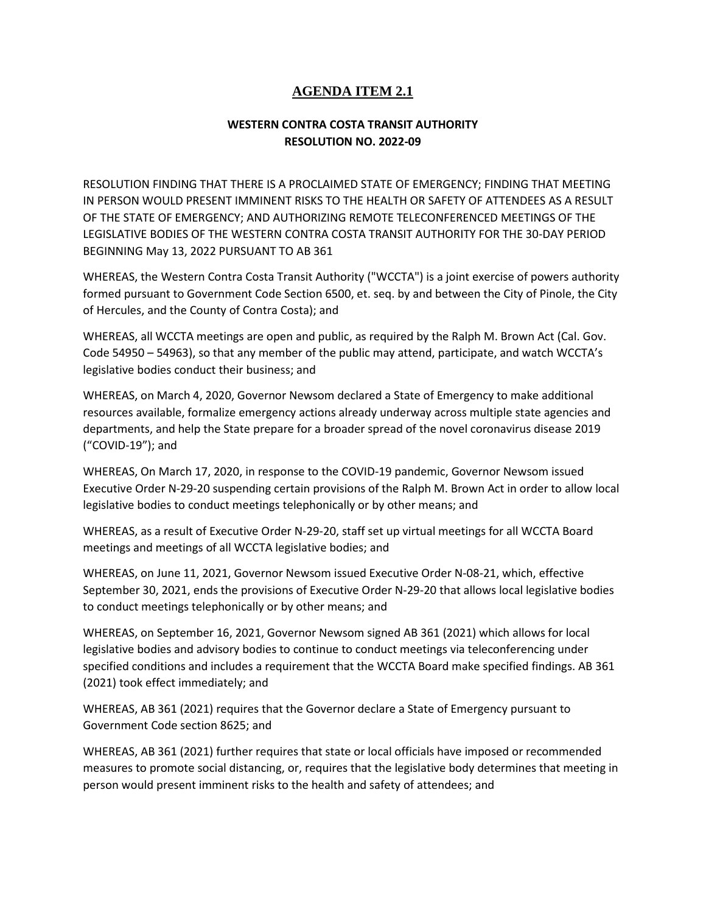## AGENDA ITEM 2.1

### WESTERN CONTRA COSTA TRANSIT AUTHORITY
### RESOLUTION NO. 2022-09

RESOLUTION FINDING THAT THERE IS A PROCLAIMED STATE OF EMERGENCY; FINDING THAT MEETING IN PERSON WOULD PRESENT IMMINENT RISKS TO THE HEALTH OR SAFETY OF ATTENDEES AS A RESULT OF THE STATE OF EMERGENCY; AND AUTHORIZING REMOTE TELECONFERENCED MEETINGS OF THE LEGISLATIVE BODIES OF THE WESTERN CONTRA COSTA TRANSIT AUTHORITY FOR THE 30-DAY PERIOD BEGINNING May 13, 2022 PURSUANT TO AB 361

WHEREAS, the Western Contra Costa Transit Authority ("WCCTA") is a joint exercise of powers authority formed pursuant to Government Code Section 6500, et. seq. by and between the City of Pinole, the City of Hercules, and the County of Contra Costa); and

WHEREAS, all WCCTA meetings are open and public, as required by the Ralph M. Brown Act (Cal. Gov. Code 54950 – 54963), so that any member of the public may attend, participate, and watch WCCTA's legislative bodies conduct their business; and

WHEREAS, on March 4, 2020, Governor Newsom declared a State of Emergency to make additional resources available, formalize emergency actions already underway across multiple state agencies and departments, and help the State prepare for a broader spread of the novel coronavirus disease 2019 ("COVID-19"); and

WHEREAS, On March 17, 2020, in response to the COVID-19 pandemic, Governor Newsom issued Executive Order N-29-20 suspending certain provisions of the Ralph M. Brown Act in order to allow local legislative bodies to conduct meetings telephonically or by other means; and

WHEREAS, as a result of Executive Order N-29-20, staff set up virtual meetings for all WCCTA Board meetings and meetings of all WCCTA legislative bodies; and

WHEREAS, on June 11, 2021, Governor Newsom issued Executive Order N-08-21, which, effective September 30, 2021, ends the provisions of Executive Order N-29-20 that allows local legislative bodies to conduct meetings telephonically or by other means; and

WHEREAS, on September 16, 2021, Governor Newsom signed AB 361 (2021) which allows for local legislative bodies and advisory bodies to continue to conduct meetings via teleconferencing under specified conditions and includes a requirement that the WCCTA Board make specified findings. AB 361 (2021) took effect immediately; and

WHEREAS, AB 361 (2021) requires that the Governor declare a State of Emergency pursuant to Government Code section 8625; and

WHEREAS, AB 361 (2021) further requires that state or local officials have imposed or recommended measures to promote social distancing, or, requires that the legislative body determines that meeting in person would present imminent risks to the health and safety of attendees; and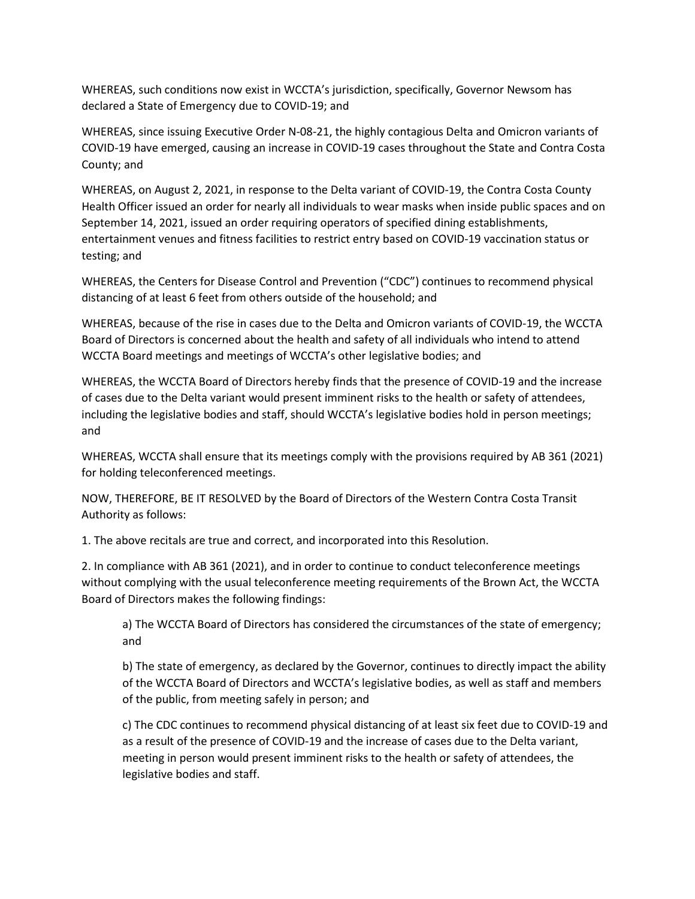WHEREAS, such conditions now exist in WCCTA's jurisdiction, specifically, Governor Newsom has declared a State of Emergency due to COVID-19; and

WHEREAS, since issuing Executive Order N-08-21, the highly contagious Delta and Omicron variants of COVID-19 have emerged, causing an increase in COVID-19 cases throughout the State and Contra Costa County; and

WHEREAS, on August 2, 2021, in response to the Delta variant of COVID-19, the Contra Costa County Health Officer issued an order for nearly all individuals to wear masks when inside public spaces and on September 14, 2021, issued an order requiring operators of specified dining establishments, entertainment venues and fitness facilities to restrict entry based on COVID-19 vaccination status or testing; and

WHEREAS, the Centers for Disease Control and Prevention ("CDC") continues to recommend physical distancing of at least 6 feet from others outside of the household; and

WHEREAS, because of the rise in cases due to the Delta and Omicron variants of COVID-19, the WCCTA Board of Directors is concerned about the health and safety of all individuals who intend to attend WCCTA Board meetings and meetings of WCCTA's other legislative bodies; and

WHEREAS, the WCCTA Board of Directors hereby finds that the presence of COVID-19 and the increase of cases due to the Delta variant would present imminent risks to the health or safety of attendees, including the legislative bodies and staff, should WCCTA's legislative bodies hold in person meetings; and

WHEREAS, WCCTA shall ensure that its meetings comply with the provisions required by AB 361 (2021) for holding teleconferenced meetings.

NOW, THEREFORE, BE IT RESOLVED by the Board of Directors of the Western Contra Costa Transit Authority as follows:

1. The above recitals are true and correct, and incorporated into this Resolution.

2. In compliance with AB 361 (2021), and in order to continue to conduct teleconference meetings without complying with the usual teleconference meeting requirements of the Brown Act, the WCCTA Board of Directors makes the following findings:

   a) The WCCTA Board of Directors has considered the circumstances of the state of emergency; and

   b) The state of emergency, as declared by the Governor, continues to directly impact the ability of the WCCTA Board of Directors and WCCTA's legislative bodies, as well as staff and members of the public, from meeting safely in person; and

   c) The CDC continues to recommend physical distancing of at least six feet due to COVID-19 and as a result of the presence of COVID-19 and the increase of cases due to the Delta variant, meeting in person would present imminent risks to the health or safety of attendees, the legislative bodies and staff.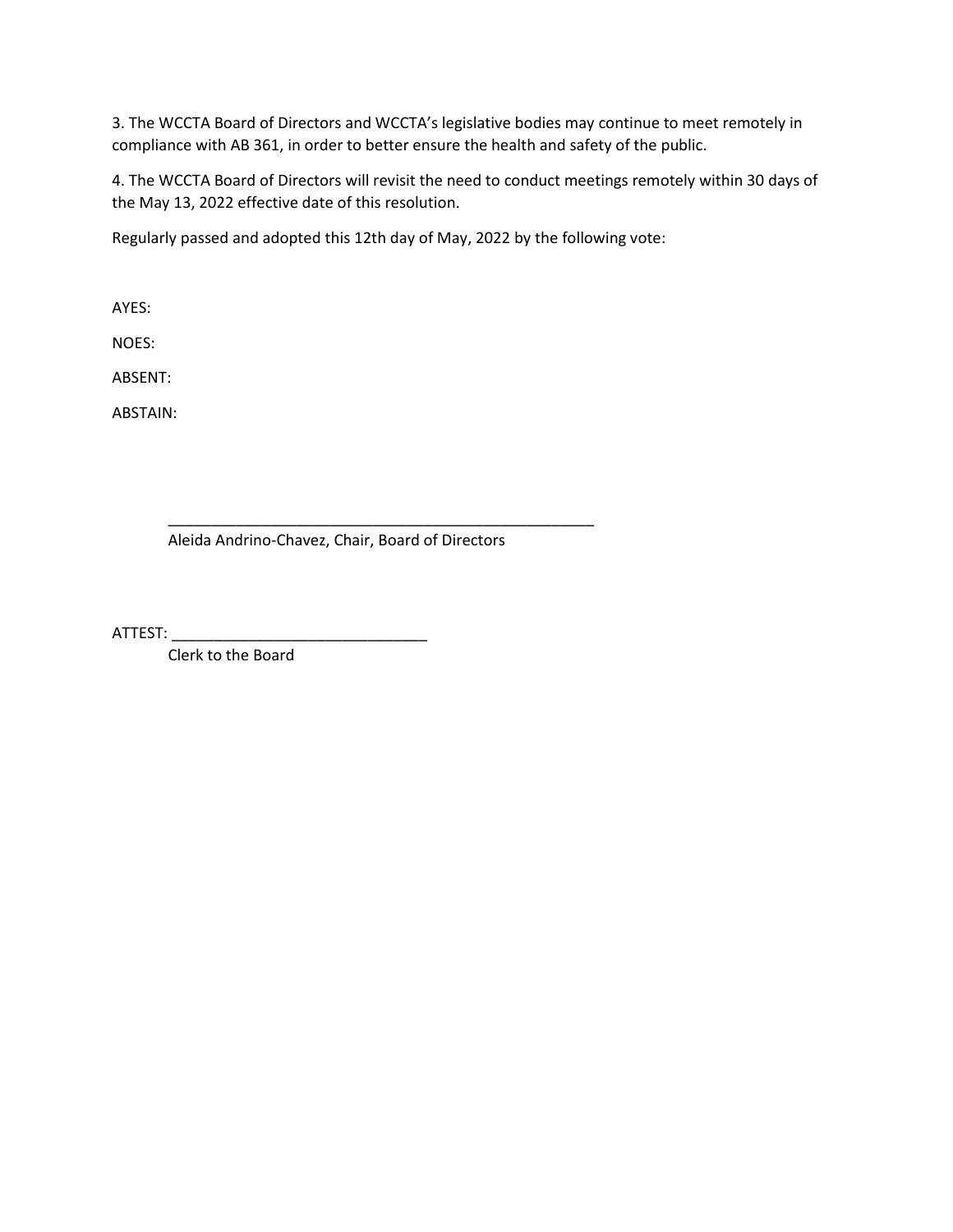3. The WCCTA Board of Directors and WCCTA's legislative bodies may continue to meet remotely in compliance with AB 361, in order to better ensure the health and safety of the public.

4. The WCCTA Board of Directors will revisit the need to conduct meetings remotely within 30 days of the May 13, 2022 effective date of this resolution.

Regularly passed and adopted this 12th day of May, 2022 by the following vote:

AYES:

NOES:

ABSENT:

ABSTAIN:

_____________________________________________________

Aleida Andrino-Chavez, Chair, Board of Directors

ATTEST: ______________________________

Clerk to the Board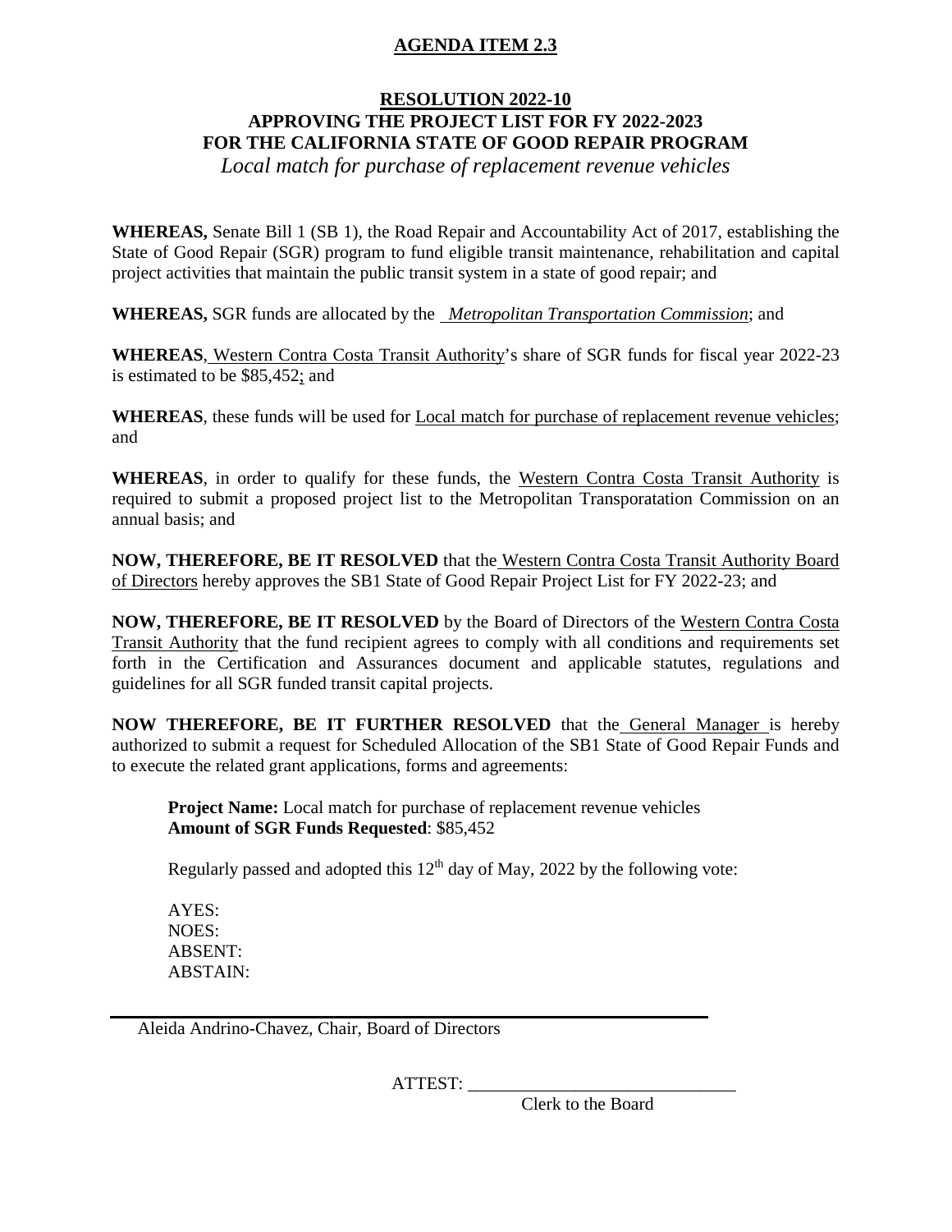**AGENDA ITEM 2.3**

**RESOLUTION 2022-10**
**APPROVING THE PROJECT LIST FOR FY 2022-2023**
**FOR THE CALIFORNIA STATE OF GOOD REPAIR PROGRAM**
*Local match for purchase of replacement revenue vehicles*

**WHEREAS,** Senate Bill 1 (SB 1), the Road Repair and Accountability Act of 2017, establishing the State of Good Repair (SGR) program to fund eligible transit maintenance, rehabilitation and capital project activities that maintain the public transit system in a state of good repair; and

**WHEREAS,** SGR funds are allocated by the *Metropolitan Transportation Commission*; and

**WHEREAS**, Western Contra Costa Transit Authority's share of SGR funds for fiscal year 2022-23 is estimated to be $85,452; and

**WHEREAS**, these funds will be used for Local match for purchase of replacement revenue vehicles; and

**WHEREAS**, in order to qualify for these funds, the Western Contra Costa Transit Authority is required to submit a proposed project list to the Metropolitan Transporatation Commission on an annual basis; and

**NOW, THEREFORE, BE IT RESOLVED** that the Western Contra Costa Transit Authority Board of Directors hereby approves the SB1 State of Good Repair Project List for FY 2022-23; and

**NOW, THEREFORE, BE IT RESOLVED** by the Board of Directors of the Western Contra Costa Transit Authority that the fund recipient agrees to comply with all conditions and requirements set forth in the Certification and Assurances document and applicable statutes, regulations and guidelines for all SGR funded transit capital projects.

**NOW THEREFORE, BE IT FURTHER RESOLVED** that the General Manager is hereby authorized to submit a request for Scheduled Allocation of the SB1 State of Good Repair Funds and to execute the related grant applications, forms and agreements:

**Project Name:** Local match for purchase of replacement revenue vehicles
**Amount of SGR Funds Requested**: $85,452

Regularly passed and adopted this 12th day of May, 2022 by the following vote:

AYES:
NOES:
ABSENT:
ABSTAIN:

\_\_\_\_\_\_\_\_\_\_\_\_\_\_\_\_\_\_\_\_\_\_\_\_\_\_\_\_\_\_\_\_\_\_\_\_\_\_\_\_\_\_\_\_\_\_\_\_
Aleida Andrino-Chavez, Chair, Board of Directors

ATTEST: \_\_\_\_\_\_\_\_\_\_\_\_\_\_\_\_\_\_\_\_\_\_\_\_\_\_\_\_\_\_
Clerk to the Board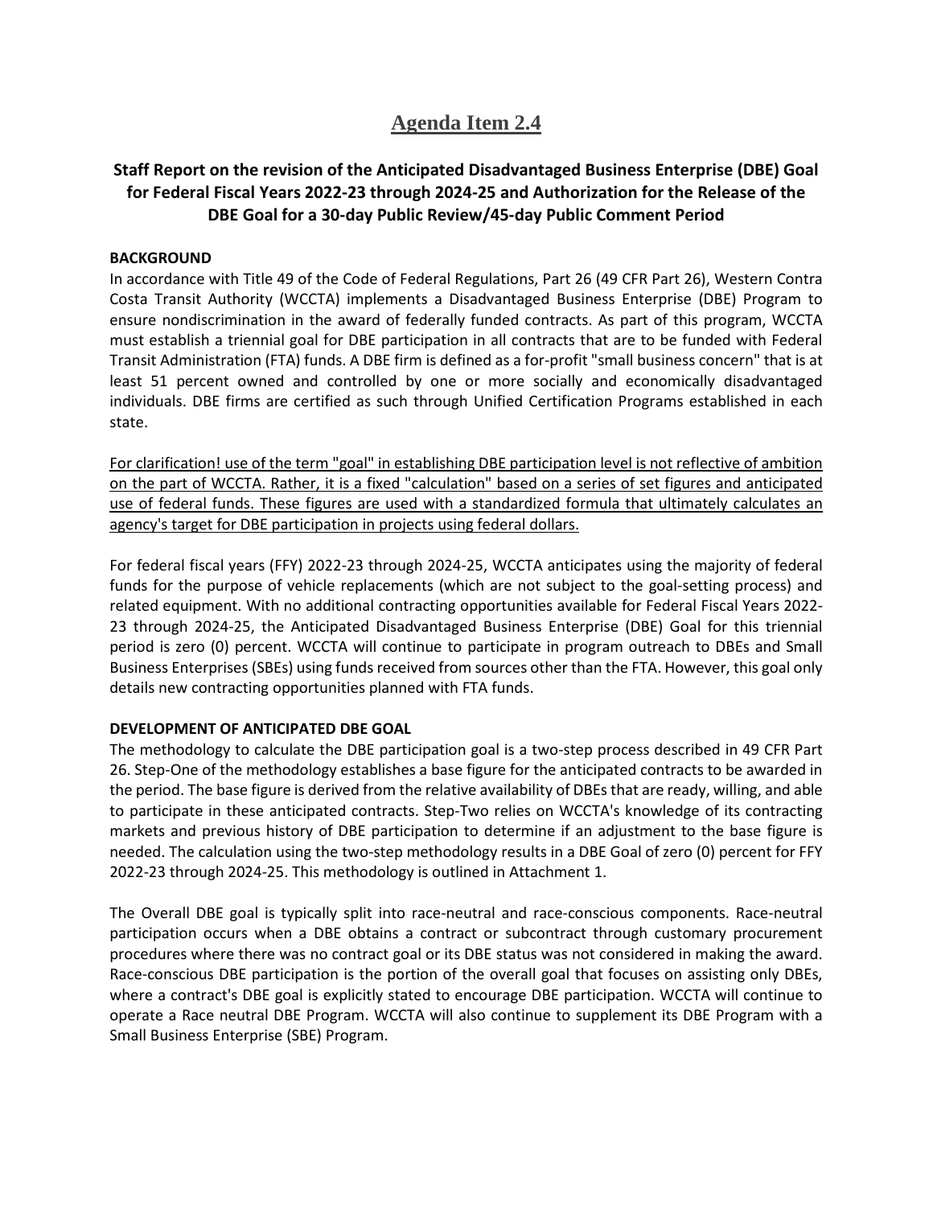# Agenda Item 2.4

## Staff Report on the revision of the Anticipated Disadvantaged Business Enterprise (DBE) Goal for Federal Fiscal Years 2022-23 through 2024-25 and Authorization for the Release of the DBE Goal for a 30-day Public Review/45-day Public Comment Period

**BACKGROUND**

In accordance with Title 49 of the Code of Federal Regulations, Part 26 (49 CFR Part 26), Western Contra Costa Transit Authority (WCCTA) implements a Disadvantaged Business Enterprise (DBE) Program to ensure nondiscrimination in the award of federally funded contracts. As part of this program, WCCTA must establish a triennial goal for DBE participation in all contracts that are to be funded with Federal Transit Administration (FTA) funds. A DBE firm is defined as a for-profit "small business concern" that is at least 51 percent owned and controlled by one or more socially and economically disadvantaged individuals. DBE firms are certified as such through Unified Certification Programs established in each state.

<u>For clarification! use of the term "goal" in establishing DBE participation level is not reflective of ambition on the part of WCCTA. Rather, it is a fixed "calculation" based on a series of set figures and anticipated use of federal funds. These figures are used with a standardized formula that ultimately calculates an agency's target for DBE participation in projects using federal dollars.</u>

For federal fiscal years (FFY) 2022-23 through 2024-25, WCCTA anticipates using the majority of federal funds for the purpose of vehicle replacements (which are not subject to the goal-setting process) and related equipment. With no additional contracting opportunities available for Federal Fiscal Years 2022-23 through 2024-25, the Anticipated Disadvantaged Business Enterprise (DBE) Goal for this triennial period is zero (0) percent. WCCTA will continue to participate in program outreach to DBEs and Small Business Enterprises (SBEs) using funds received from sources other than the FTA. However, this goal only details new contracting opportunities planned with FTA funds.

**DEVELOPMENT OF ANTICIPATED DBE GOAL**

The methodology to calculate the DBE participation goal is a two-step process described in 49 CFR Part 26. Step-One of the methodology establishes a base figure for the anticipated contracts to be awarded in the period. The base figure is derived from the relative availability of DBEs that are ready, willing, and able to participate in these anticipated contracts. Step-Two relies on WCCTA's knowledge of its contracting markets and previous history of DBE participation to determine if an adjustment to the base figure is needed. The calculation using the two-step methodology results in a DBE Goal of zero (0) percent for FFY 2022-23 through 2024-25. This methodology is outlined in Attachment 1.

The Overall DBE goal is typically split into race-neutral and race-conscious components. Race-neutral participation occurs when a DBE obtains a contract or subcontract through customary procurement procedures where there was no contract goal or its DBE status was not considered in making the award. Race-conscious DBE participation is the portion of the overall goal that focuses on assisting only DBEs, where a contract's DBE goal is explicitly stated to encourage DBE participation. WCCTA will continue to operate a Race neutral DBE Program. WCCTA will also continue to supplement its DBE Program with a Small Business Enterprise (SBE) Program.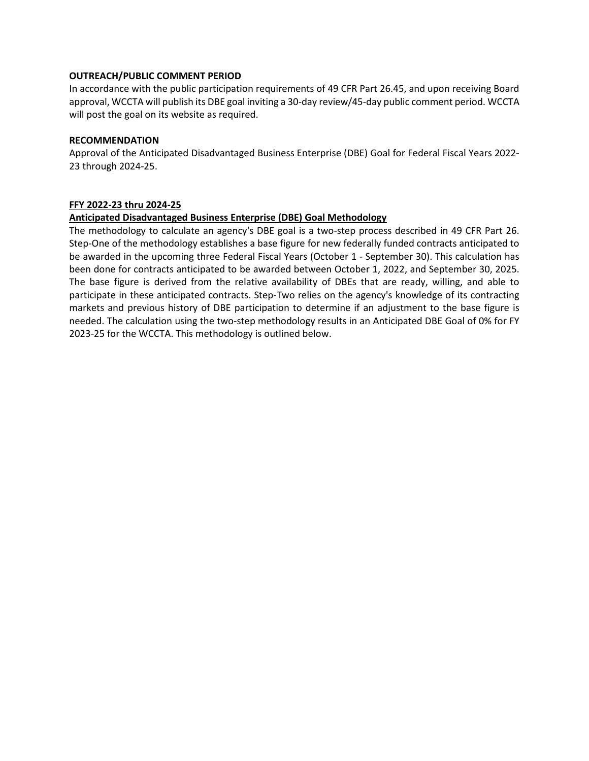**OUTREACH/PUBLIC COMMENT PERIOD**

In accordance with the public participation requirements of 49 CFR Part 26.45, and upon receiving Board approval, WCCTA will publish its DBE goal inviting a 30-day review/45-day public comment period. WCCTA will post the goal on its website as required.

**RECOMMENDATION**

Approval of the Anticipated Disadvantaged Business Enterprise (DBE) Goal for Federal Fiscal Years 2022-23 through 2024-25.

**FFY 2022-23 thru 2024-25**

**Anticipated Disadvantaged Business Enterprise (DBE) Goal Methodology**

The methodology to calculate an agency's DBE goal is a two-step process described in 49 CFR Part 26. Step-One of the methodology establishes a base figure for new federally funded contracts anticipated to be awarded in the upcoming three Federal Fiscal Years (October 1 - September 30). This calculation has been done for contracts anticipated to be awarded between October 1, 2022, and September 30, 2025. The base figure is derived from the relative availability of DBEs that are ready, willing, and able to participate in these anticipated contracts. Step-Two relies on the agency's knowledge of its contracting markets and previous history of DBE participation to determine if an adjustment to the base figure is needed. The calculation using the two-step methodology results in an Anticipated DBE Goal of 0% for FY 2023-25 for the WCCTA. This methodology is outlined below.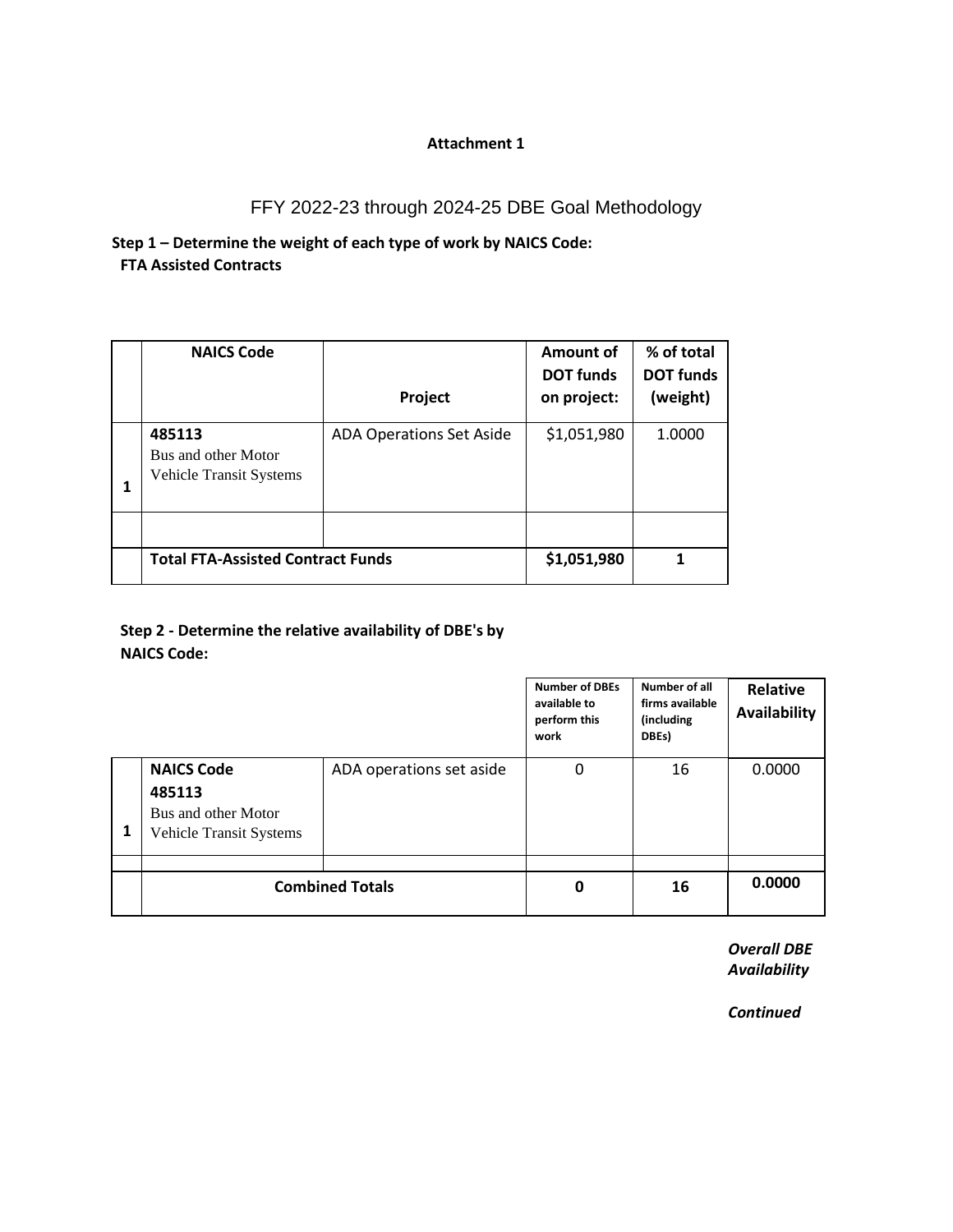**Attachment 1**

FFY 2022-23 through 2024-25 DBE Goal Methodology

**Step 1 – Determine the weight of each type of work by NAICS Code:**
**FTA Assisted Contracts**

| | NAICS Code | Project | Amount of DOT funds on project: | % of total DOT funds (weight) |
|---|---|---|---|---|
| 1 | **485113** Bus and other Motor Vehicle Transit Systems | ADA Operations Set Aside | $1,051,980 | 1.0000 |
| | | | | |
| | **Total FTA-Assisted Contract Funds** | | **$1,051,980** | **1** |

**Step 2 - Determine the relative availability of DBE's by NAICS Code:**

| | | | Number of DBEs available to perform this work | Number of all firms available (including DBEs) | Relative Availability |
|---|---|---|---|---|---|
| 1 | **NAICS Code** **485113** Bus and other Motor Vehicle Transit Systems | ADA operations set aside | 0 | 16 | 0.0000 |
| | | | | | |
| | **Combined Totals** | | **0** | **16** | **0.0000** |

***Overall DBE Availability***

***Continued***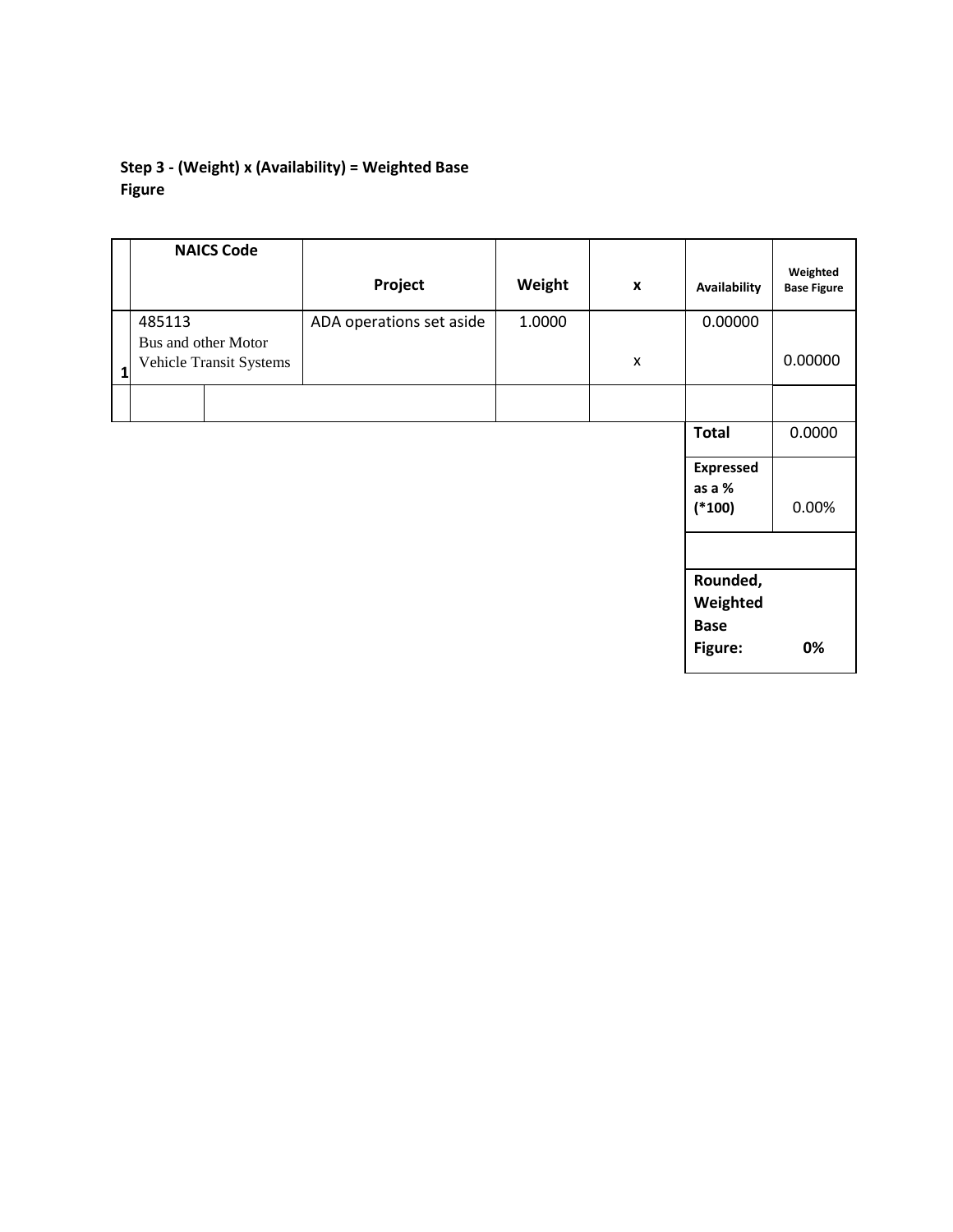**Step 3 - (Weight) x (Availability) = Weighted Base Figure**

| | NAICS Code | Project | Weight | x | Availability | Weighted Base Figure |
|---|---|---|---|---|---|---|
| 1 | 485113 Bus and other Motor Vehicle Transit Systems | ADA operations set aside | 1.0000 | x | 0.00000 | 0.00000 |
| | | | | | | |
| | | | | | Total | 0.0000 |
| | | | | | Expressed as a % (*100) | 0.00% |
| | | | | | | |
| | | | | | Rounded, Weighted Base Figure: | 0% |